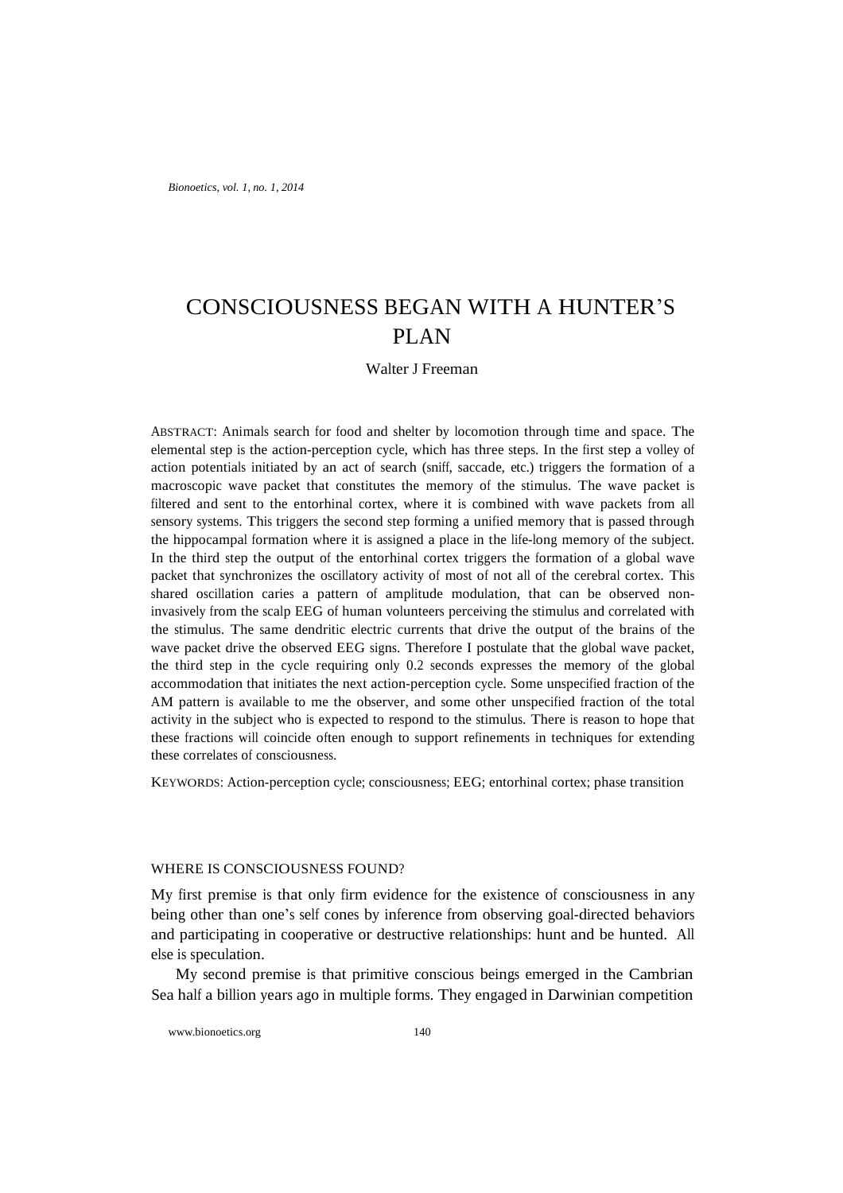# CONSCIOUSNESS BEGAN WITH A HUNTER'S PLAN

Walter J Freeman

ABSTRACT: Animals search for food and shelter by locomotion through time and space. The elemental step is the action-perception cycle, which has three steps. In the first step a volley of action potentials initiated by an act of search (sniff, saccade, etc.) triggers the formation of a macroscopic wave packet that constitutes the memory of the stimulus. The wave packet is filtered and sent to the entorhinal cortex, where it is combined with wave packets from all sensory systems. This triggers the second step forming a unified memory that is passed through the hippocampal formation where it is assigned a place in the life-long memory of the subject. In the third step the output of the entorhinal cortex triggers the formation of a global wave packet that synchronizes the oscillatory activity of most of not all of the cerebral cortex. This shared oscillation caries a pattern of amplitude modulation, that can be observed non-invasively from the scalp EEG of human volunteers perceiving the stimulus and correlated with the stimulus. The same dendritic electric currents that drive the output of the brains of the wave packet drive the observed EEG signs. Therefore I postulate that the global wave packet, the third step in the cycle requiring only 0.2 seconds expresses the memory of the global accommodation that initiates the next action-perception cycle. Some unspecified fraction of the AM pattern is available to me the observer, and some other unspecified fraction of the total activity in the subject who is expected to respond to the stimulus. There is reason to hope that these fractions will coincide often enough to support refinements in techniques for extending these correlates of consciousness.

KEYWORDS: Action-perception cycle; consciousness; EEG; entorhinal cortex; phase transition

## WHERE IS CONSCIOUSNESS FOUND?

My first premise is that only firm evidence for the existence of consciousness in any being other than one's self cones by inference from observing goal-directed behaviors and participating in cooperative or destructive relationships: hunt and be hunted. All else is speculation.

My second premise is that primitive conscious beings emerged in the Cambrian Sea half a billion years ago in multiple forms. They engaged in Darwinian competition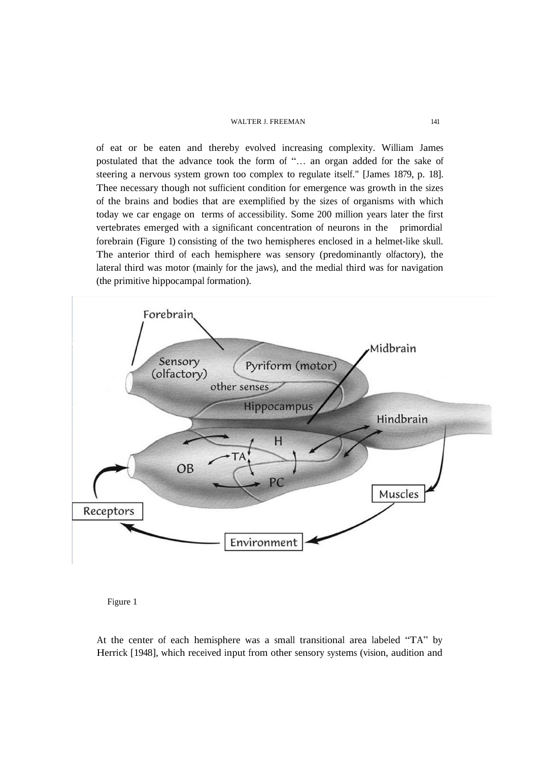of eat or be eaten and thereby evolved increasing complexity. William James postulated that the advance took the form of "… an organ added for the sake of steering a nervous system grown too complex to regulate itself." [James 1879, p. 18]. Thee necessary though not sufficient condition for emergence was growth in the sizes of the brains and bodies that are exemplified by the sizes of organisms with which today we car engage on terms of accessibility. Some 200 million years later the first vertebrates emerged with a significant concentration of neurons in the primordial forebrain (Figure 1) consisting of the two hemispheres enclosed in a helmet-like skull. The anterior third of each hemisphere was sensory (predominantly olfactory), the lateral third was motor (mainly for the jaws), and the medial third was for navigation (the primitive hippocampal formation).

Figure 1

At the center of each hemisphere was a small transitional area labeled "TA" by Herrick [1948], which received input from other sensory systems (vision, audition and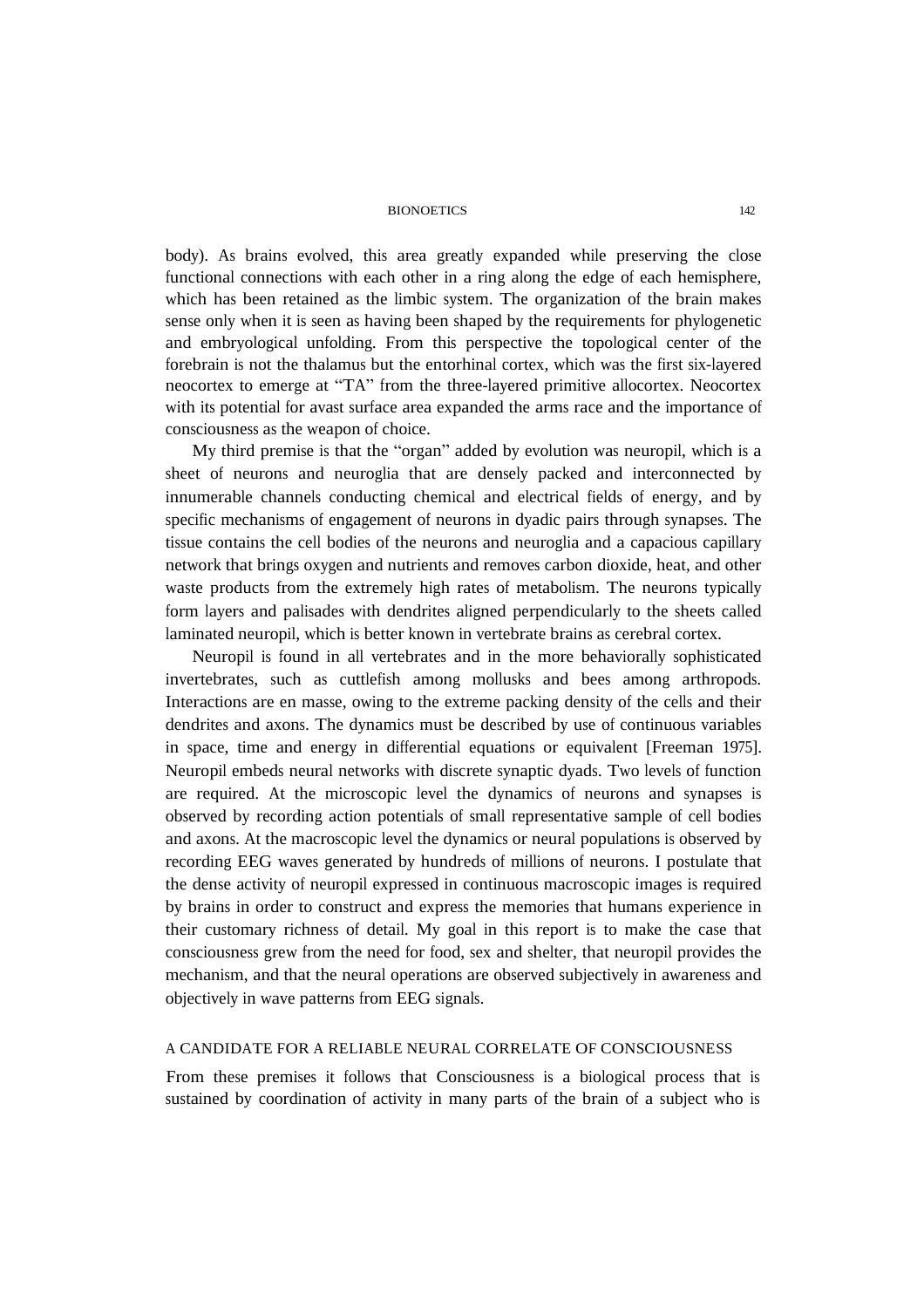body). As brains evolved, this area greatly expanded while preserving the close functional connections with each other in a ring along the edge of each hemisphere, which has been retained as the limbic system. The organization of the brain makes sense only when it is seen as having been shaped by the requirements for phylogenetic and embryological unfolding. From this perspective the topological center of the forebrain is not the thalamus but the entorhinal cortex, which was the first six-layered neocortex to emerge at "TA" from the three-layered primitive allocortex. Neocortex with its potential for avast surface area expanded the arms race and the importance of consciousness as the weapon of choice.

My third premise is that the "organ" added by evolution was neuropil, which is a sheet of neurons and neuroglia that are densely packed and interconnected by innumerable channels conducting chemical and electrical fields of energy, and by specific mechanisms of engagement of neurons in dyadic pairs through synapses. The tissue contains the cell bodies of the neurons and neuroglia and a capacious capillary network that brings oxygen and nutrients and removes carbon dioxide, heat, and other waste products from the extremely high rates of metabolism. The neurons typically form layers and palisades with dendrites aligned perpendicularly to the sheets called laminated neuropil, which is better known in vertebrate brains as cerebral cortex.

Neuropil is found in all vertebrates and in the more behaviorally sophisticated invertebrates, such as cuttlefish among mollusks and bees among arthropods. Interactions are en masse, owing to the extreme packing density of the cells and their dendrites and axons. The dynamics must be described by use of continuous variables in space, time and energy in differential equations or equivalent [Freeman 1975]. Neuropil embeds neural networks with discrete synaptic dyads. Two levels of function are required. At the microscopic level the dynamics of neurons and synapses is observed by recording action potentials of small representative sample of cell bodies and axons. At the macroscopic level the dynamics or neural populations is observed by recording EEG waves generated by hundreds of millions of neurons. I postulate that the dense activity of neuropil expressed in continuous macroscopic images is required by brains in order to construct and express the memories that humans experience in their customary richness of detail. My goal in this report is to make the case that consciousness grew from the need for food, sex and shelter, that neuropil provides the mechanism, and that the neural operations are observed subjectively in awareness and objectively in wave patterns from EEG signals.

## A CANDIDATE FOR A RELIABLE NEURAL CORRELATE OF CONSCIOUSNESS

From these premises it follows that Consciousness is a biological process that is sustained by coordination of activity in many parts of the brain of a subject who is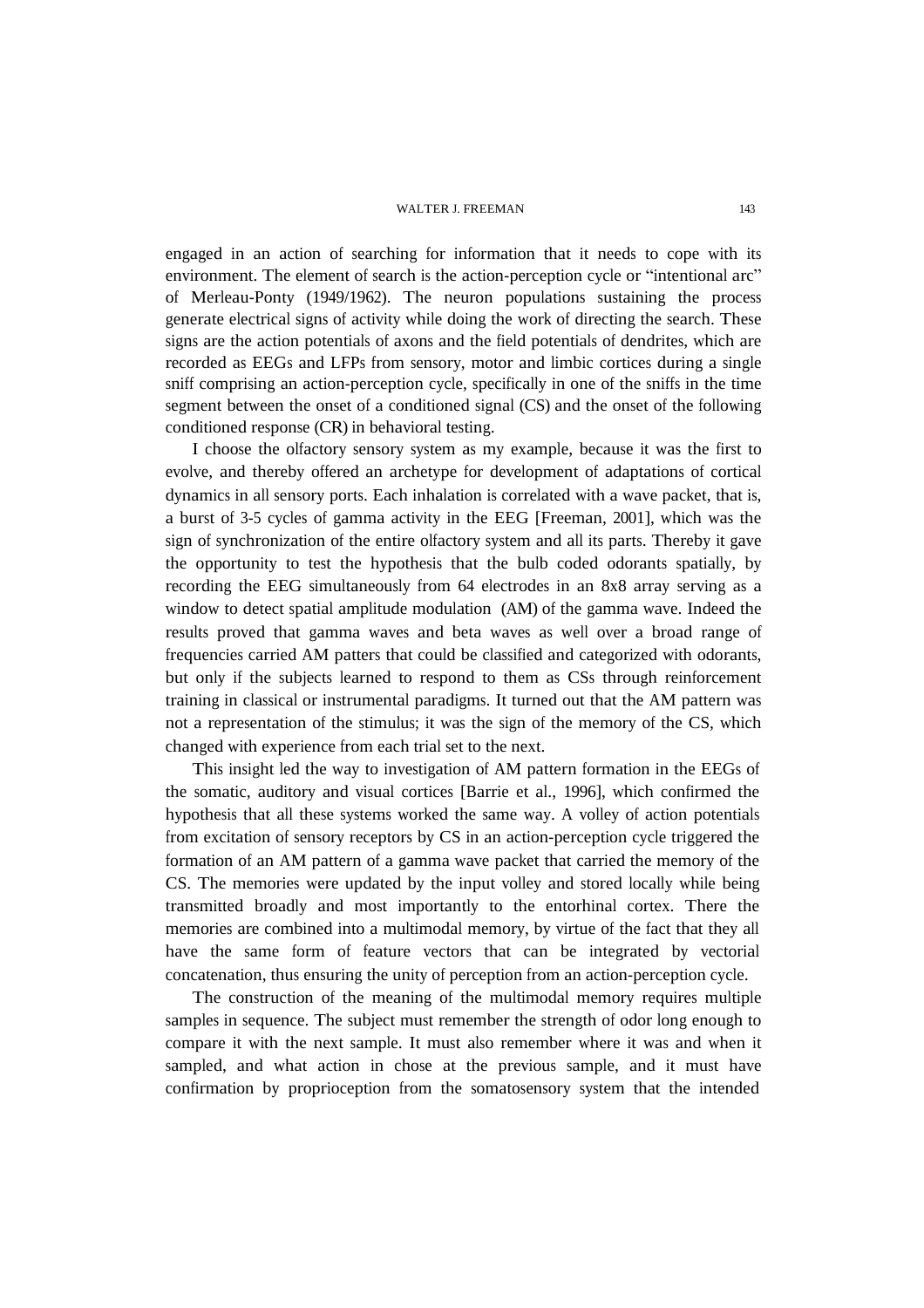engaged in an action of searching for information that it needs to cope with its environment. The element of search is the action-perception cycle or "intentional arc" of Merleau-Ponty (1949/1962). The neuron populations sustaining the process generate electrical signs of activity while doing the work of directing the search. These signs are the action potentials of axons and the field potentials of dendrites, which are recorded as EEGs and LFPs from sensory, motor and limbic cortices during a single sniff comprising an action-perception cycle, specifically in one of the sniffs in the time segment between the onset of a conditioned signal (CS) and the onset of the following conditioned response (CR) in behavioral testing.

I choose the olfactory sensory system as my example, because it was the first to evolve, and thereby offered an archetype for development of adaptations of cortical dynamics in all sensory ports. Each inhalation is correlated with a wave packet, that is, a burst of 3-5 cycles of gamma activity in the EEG [Freeman, 2001], which was the sign of synchronization of the entire olfactory system and all its parts. Thereby it gave the opportunity to test the hypothesis that the bulb coded odorants spatially, by recording the EEG simultaneously from 64 electrodes in an 8x8 array serving as a window to detect spatial amplitude modulation (AM) of the gamma wave. Indeed the results proved that gamma waves and beta waves as well over a broad range of frequencies carried AM patters that could be classified and categorized with odorants, but only if the subjects learned to respond to them as CSs through reinforcement training in classical or instrumental paradigms. It turned out that the AM pattern was not a representation of the stimulus; it was the sign of the memory of the CS, which changed with experience from each trial set to the next.

This insight led the way to investigation of AM pattern formation in the EEGs of the somatic, auditory and visual cortices [Barrie et al., 1996], which confirmed the hypothesis that all these systems worked the same way. A volley of action potentials from excitation of sensory receptors by CS in an action-perception cycle triggered the formation of an AM pattern of a gamma wave packet that carried the memory of the CS. The memories were updated by the input volley and stored locally while being transmitted broadly and most importantly to the entorhinal cortex. There the memories are combined into a multimodal memory, by virtue of the fact that they all have the same form of feature vectors that can be integrated by vectorial concatenation, thus ensuring the unity of perception from an action-perception cycle.

The construction of the meaning of the multimodal memory requires multiple samples in sequence. The subject must remember the strength of odor long enough to compare it with the next sample. It must also remember where it was and when it sampled, and what action in chose at the previous sample, and it must have confirmation by proprioception from the somatosensory system that the intended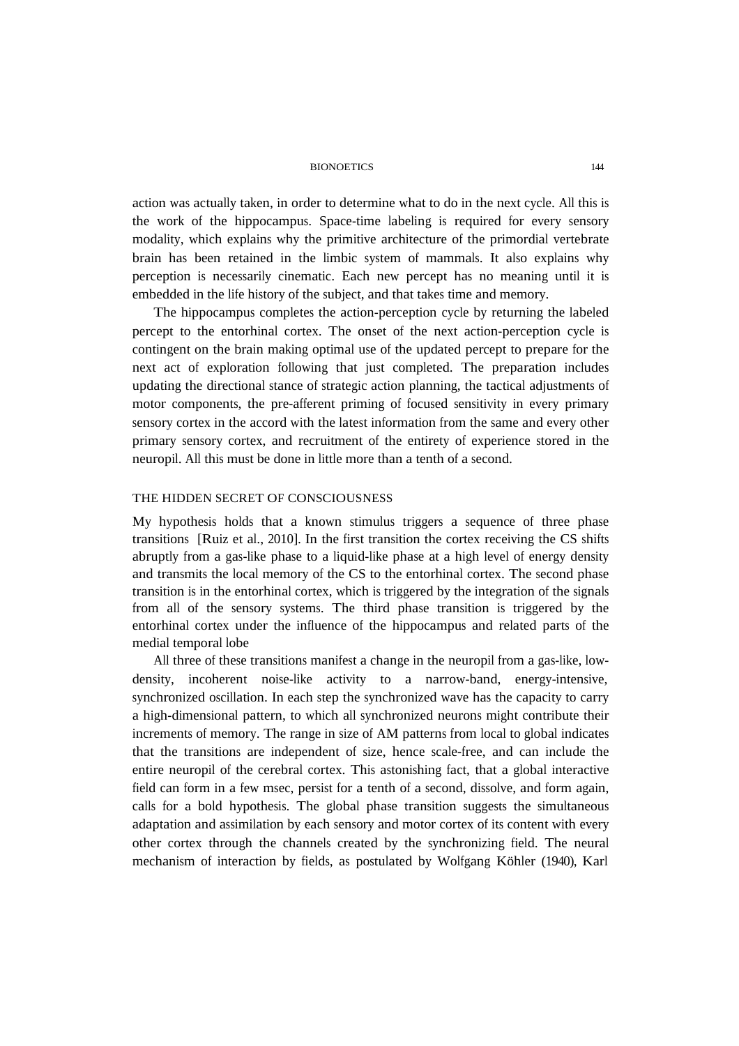action was actually taken, in order to determine what to do in the next cycle. All this is the work of the hippocampus. Space-time labeling is required for every sensory modality, which explains why the primitive architecture of the primordial vertebrate brain has been retained in the limbic system of mammals. It also explains why perception is necessarily cinematic. Each new percept has no meaning until it is embedded in the life history of the subject, and that takes time and memory.

The hippocampus completes the action-perception cycle by returning the labeled percept to the entorhinal cortex. The onset of the next action-perception cycle is contingent on the brain making optimal use of the updated percept to prepare for the next act of exploration following that just completed. The preparation includes updating the directional stance of strategic action planning, the tactical adjustments of motor components, the pre-afferent priming of focused sensitivity in every primary sensory cortex in the accord with the latest information from the same and every other primary sensory cortex, and recruitment of the entirety of experience stored in the neuropil. All this must be done in little more than a tenth of a second.

## THE HIDDEN SECRET OF CONSCIOUSNESS

My hypothesis holds that a known stimulus triggers a sequence of three phase transitions [Ruiz et al., 2010]. In the first transition the cortex receiving the CS shifts abruptly from a gas-like phase to a liquid-like phase at a high level of energy density and transmits the local memory of the CS to the entorhinal cortex. The second phase transition is in the entorhinal cortex, which is triggered by the integration of the signals from all of the sensory systems. The third phase transition is triggered by the entorhinal cortex under the influence of the hippocampus and related parts of the medial temporal lobe

All three of these transitions manifest a change in the neuropil from a gas-like, low-density, incoherent noise-like activity to a narrow-band, energy-intensive, synchronized oscillation. In each step the synchronized wave has the capacity to carry a high-dimensional pattern, to which all synchronized neurons might contribute their increments of memory. The range in size of AM patterns from local to global indicates that the transitions are independent of size, hence scale-free, and can include the entire neuropil of the cerebral cortex. This astonishing fact, that a global interactive field can form in a few msec, persist for a tenth of a second, dissolve, and form again, calls for a bold hypothesis. The global phase transition suggests the simultaneous adaptation and assimilation by each sensory and motor cortex of its content with every other cortex through the channels created by the synchronizing field. The neural mechanism of interaction by fields, as postulated by Wolfgang Köhler (1940), Karl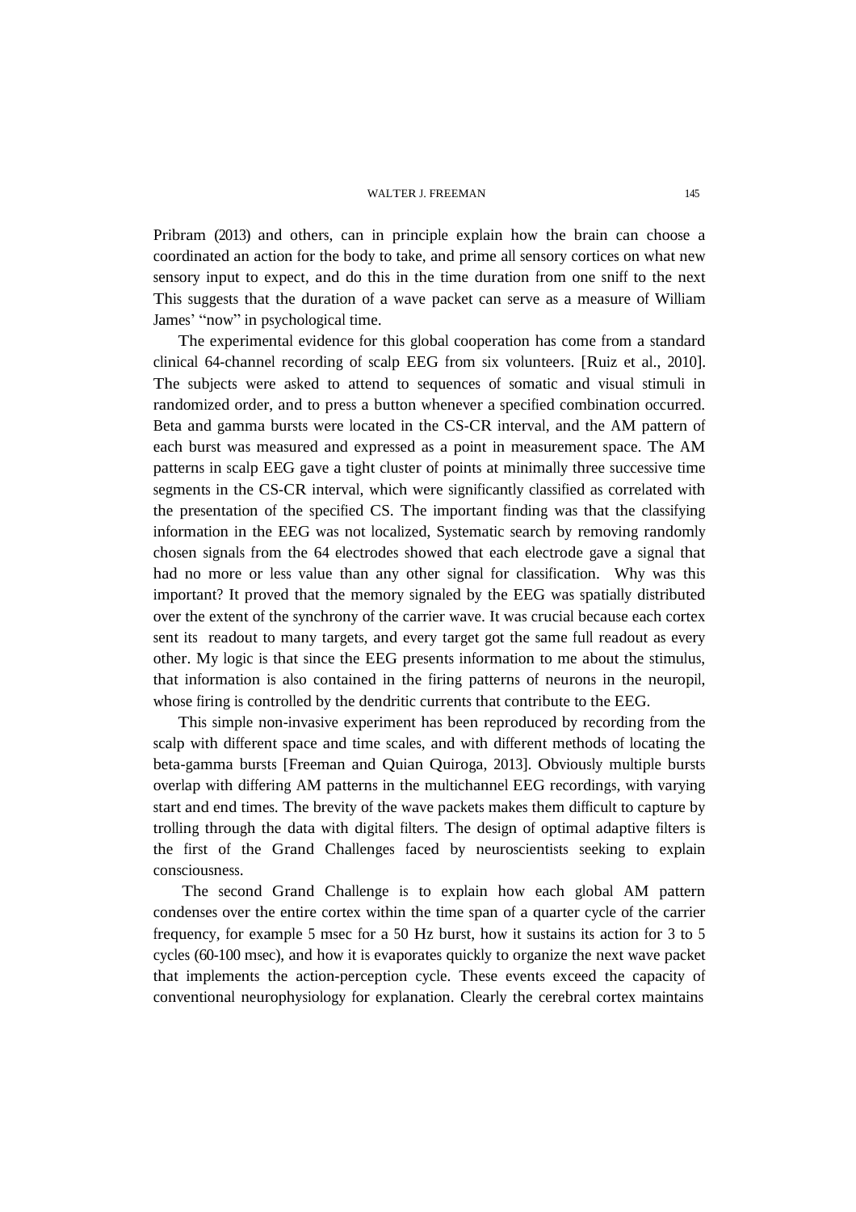Pribram (2013) and others, can in principle explain how the brain can choose a coordinated an action for the body to take, and prime all sensory cortices on what new sensory input to expect, and do this in the time duration from one sniff to the next This suggests that the duration of a wave packet can serve as a measure of William James' "now" in psychological time.

The experimental evidence for this global cooperation has come from a standard clinical 64-channel recording of scalp EEG from six volunteers. [Ruiz et al., 2010]. The subjects were asked to attend to sequences of somatic and visual stimuli in randomized order, and to press a button whenever a specified combination occurred. Beta and gamma bursts were located in the CS-CR interval, and the AM pattern of each burst was measured and expressed as a point in measurement space. The AM patterns in scalp EEG gave a tight cluster of points at minimally three successive time segments in the CS-CR interval, which were significantly classified as correlated with the presentation of the specified CS. The important finding was that the classifying information in the EEG was not localized, Systematic search by removing randomly chosen signals from the 64 electrodes showed that each electrode gave a signal that had no more or less value than any other signal for classification. Why was this important? It proved that the memory signaled by the EEG was spatially distributed over the extent of the synchrony of the carrier wave. It was crucial because each cortex sent its readout to many targets, and every target got the same full readout as every other. My logic is that since the EEG presents information to me about the stimulus, that information is also contained in the firing patterns of neurons in the neuropil, whose firing is controlled by the dendritic currents that contribute to the EEG.

This simple non-invasive experiment has been reproduced by recording from the scalp with different space and time scales, and with different methods of locating the beta-gamma bursts [Freeman and Quian Quiroga, 2013]. Obviously multiple bursts overlap with differing AM patterns in the multichannel EEG recordings, with varying start and end times. The brevity of the wave packets makes them difficult to capture by trolling through the data with digital filters. The design of optimal adaptive filters is the first of the Grand Challenges faced by neuroscientists seeking to explain consciousness.

The second Grand Challenge is to explain how each global AM pattern condenses over the entire cortex within the time span of a quarter cycle of the carrier frequency, for example 5 msec for a 50 Hz burst, how it sustains its action for 3 to 5 cycles (60-100 msec), and how it is evaporates quickly to organize the next wave packet that implements the action-perception cycle. These events exceed the capacity of conventional neurophysiology for explanation. Clearly the cerebral cortex maintains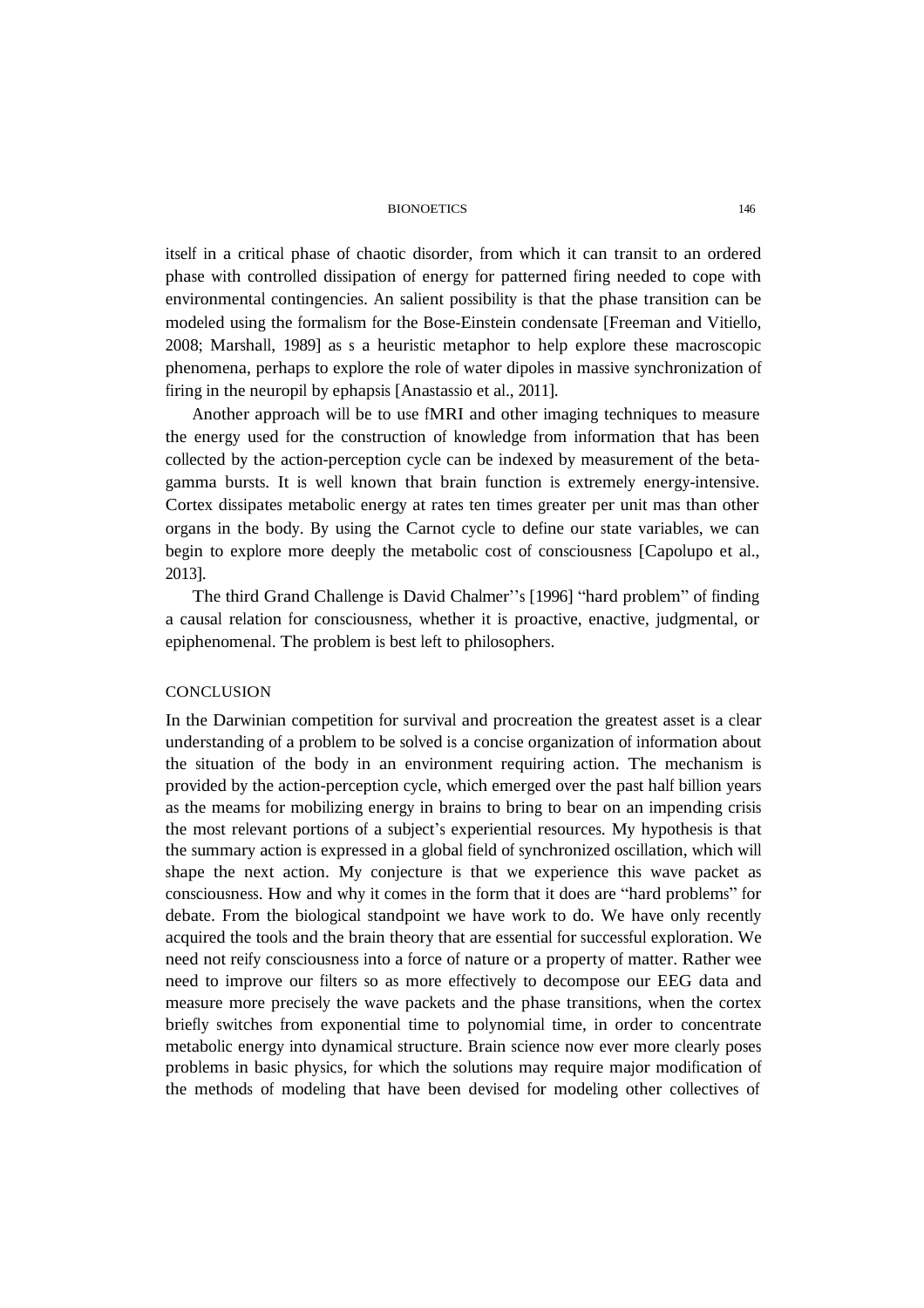itself in a critical phase of chaotic disorder, from which it can transit to an ordered phase with controlled dissipation of energy for patterned firing needed to cope with environmental contingencies. An salient possibility is that the phase transition can be modeled using the formalism for the Bose-Einstein condensate [Freeman and Vitiello, 2008; Marshall, 1989] as s a heuristic metaphor to help explore these macroscopic phenomena, perhaps to explore the role of water dipoles in massive synchronization of firing in the neuropil by ephapsis [Anastassio et al., 2011].

Another approach will be to use fMRI and other imaging techniques to measure the energy used for the construction of knowledge from information that has been collected by the action-perception cycle can be indexed by measurement of the beta-gamma bursts. It is well known that brain function is extremely energy-intensive. Cortex dissipates metabolic energy at rates ten times greater per unit mas than other organs in the body. By using the Carnot cycle to define our state variables, we can begin to explore more deeply the metabolic cost of consciousness [Capolupo et al., 2013].

The third Grand Challenge is David Chalmer''s [1996] "hard problem" of finding a causal relation for consciousness, whether it is proactive, enactive, judgmental, or epiphenomenal. The problem is best left to philosophers.

## CONCLUSION

In the Darwinian competition for survival and procreation the greatest asset is a clear understanding of a problem to be solved is a concise organization of information about the situation of the body in an environment requiring action. The mechanism is provided by the action-perception cycle, which emerged over the past half billion years as the meams for mobilizing energy in brains to bring to bear on an impending crisis the most relevant portions of a subject's experiential resources. My hypothesis is that the summary action is expressed in a global field of synchronized oscillation, which will shape the next action. My conjecture is that we experience this wave packet as consciousness. How and why it comes in the form that it does are "hard problems" for debate. From the biological standpoint we have work to do. We have only recently acquired the tools and the brain theory that are essential for successful exploration. We need not reify consciousness into a force of nature or a property of matter. Rather wee need to improve our filters so as more effectively to decompose our EEG data and measure more precisely the wave packets and the phase transitions, when the cortex briefly switches from exponential time to polynomial time, in order to concentrate metabolic energy into dynamical structure. Brain science now ever more clearly poses problems in basic physics, for which the solutions may require major modification of the methods of modeling that have been devised for modeling other collectives of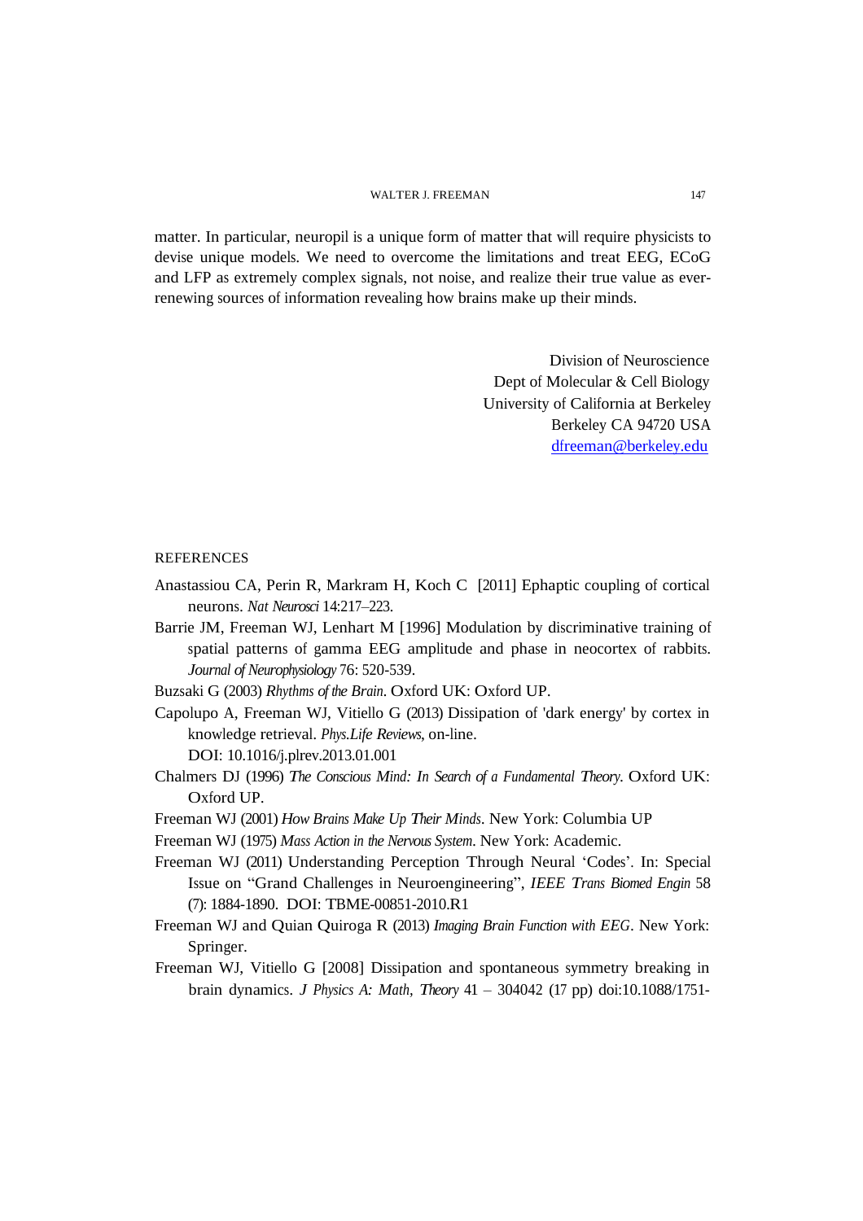matter. In particular, neuropil is a unique form of matter that will require physicists to devise unique models. We need to overcome the limitations and treat EEG, ECoG and LFP as extremely complex signals, not noise, and realize their true value as ever-renewing sources of information revealing how brains make up their minds.

Division of Neuroscience
Dept of Molecular & Cell Biology
University of California at Berkeley
Berkeley CA 94720 USA
dfreeman@berkeley.edu

## REFERENCES

Anastassiou CA, Perin R, Markram H, Koch C [2011] Ephaptic coupling of cortical neurons. *Nat Neurosci* 14:217–223.

Barrie JM, Freeman WJ, Lenhart M [1996] Modulation by discriminative training of spatial patterns of gamma EEG amplitude and phase in neocortex of rabbits. *Journal of Neurophysiology* 76: 520-539.

Buzsaki G (2003) *Rhythms of the Brain*. Oxford UK: Oxford UP.

Capolupo A, Freeman WJ, Vitiello G (2013) Dissipation of 'dark energy' by cortex in knowledge retrieval. *Phys.Life Reviews*, on-line. DOI: 10.1016/j.plrev.2013.01.001

Chalmers DJ (1996) *The Conscious Mind: In Search of a Fundamental Theory*. Oxford UK: Oxford UP.

Freeman WJ (2001) *How Brains Make Up Their Minds*. New York: Columbia UP

Freeman WJ (1975) *Mass Action in the Nervous System*. New York: Academic.

Freeman WJ (2011) Understanding Perception Through Neural 'Codes'. In: Special Issue on "Grand Challenges in Neuroengineering", *IEEE Trans Biomed Engin* 58 (7): 1884-1890. DOI: TBME-00851-2010.R1

Freeman WJ and Quian Quiroga R (2013) *Imaging Brain Function with EEG*. New York: Springer.

Freeman WJ, Vitiello G [2008] Dissipation and spontaneous symmetry breaking in brain dynamics. *J Physics A: Math, Theory* 41 – 304042 (17 pp) doi:10.1088/1751-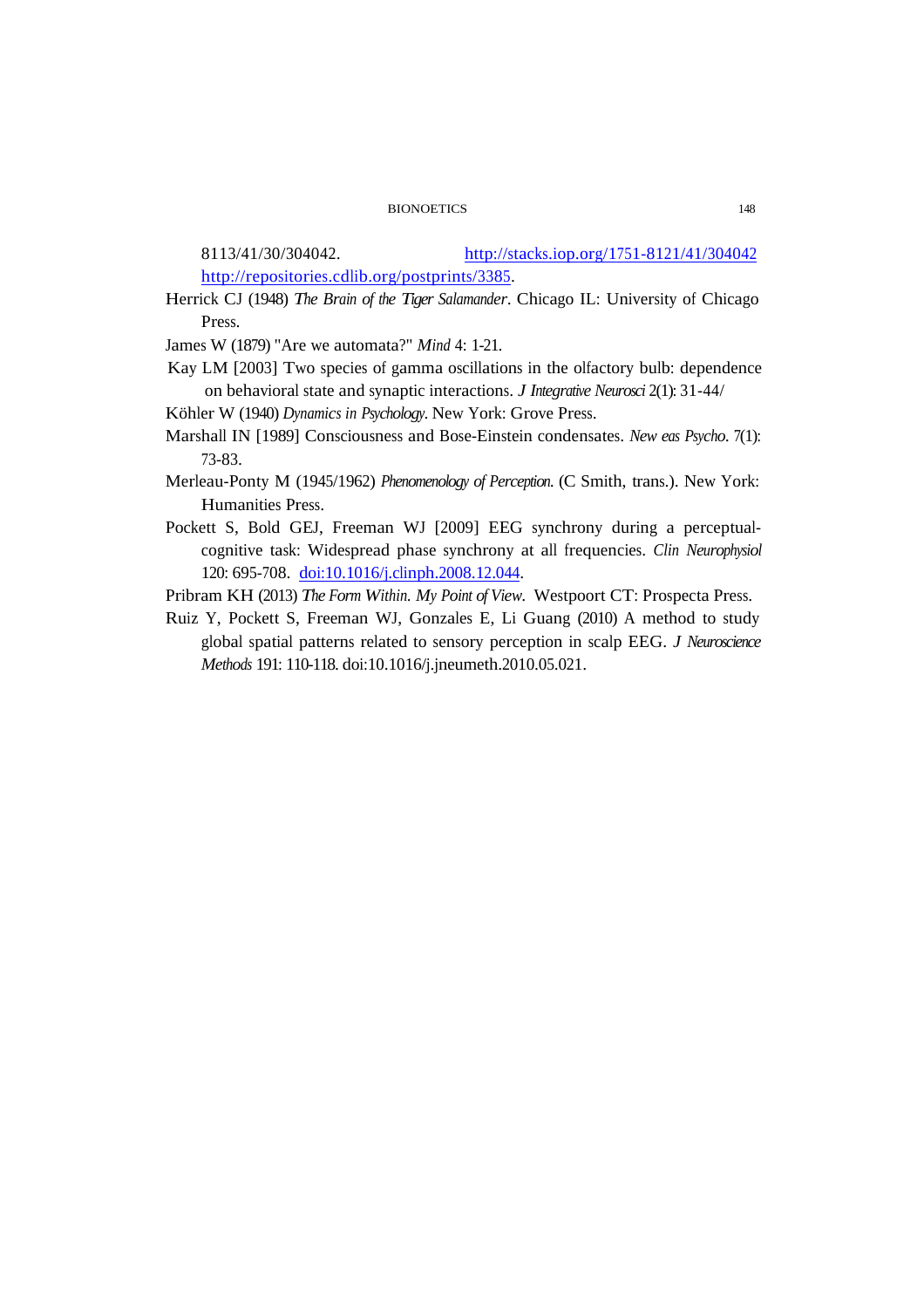8113/41/30/304042. http://stacks.iop.org/1751-8121/41/304042 http://repositories.cdlib.org/postprints/3385.

Herrick CJ (1948) *The Brain of the Tiger Salamander*. Chicago IL: University of Chicago Press.

James W (1879) "Are we automata?" *Mind* 4: 1-21.

Kay LM [2003] Two species of gamma oscillations in the olfactory bulb: dependence on behavioral state and synaptic interactions. *J Integrative Neurosci* 2(1): 31-44/

Köhler W (1940) *Dynamics in Psychology*. New York: Grove Press.

Marshall IN [1989] Consciousness and Bose-Einstein condensates. *New eas Psycho*. 7(1): 73-83.

Merleau-Ponty M (1945/1962) *Phenomenology of Perception*. (C Smith, trans.). New York: Humanities Press.

Pockett S, Bold GEJ, Freeman WJ [2009] EEG synchrony during a perceptual-cognitive task: Widespread phase synchrony at all frequencies. *Clin Neurophysiol* 120: 695-708. doi:10.1016/j.clinph.2008.12.044.

Pribram KH (2013) *The Form Within. My Point of View*. Westpoort CT: Prospecta Press.

Ruiz Y, Pockett S, Freeman WJ, Gonzales E, Li Guang (2010) A method to study global spatial patterns related to sensory perception in scalp EEG. *J Neuroscience Methods* 191: 110-118. doi:10.1016/j.jneumeth.2010.05.021.